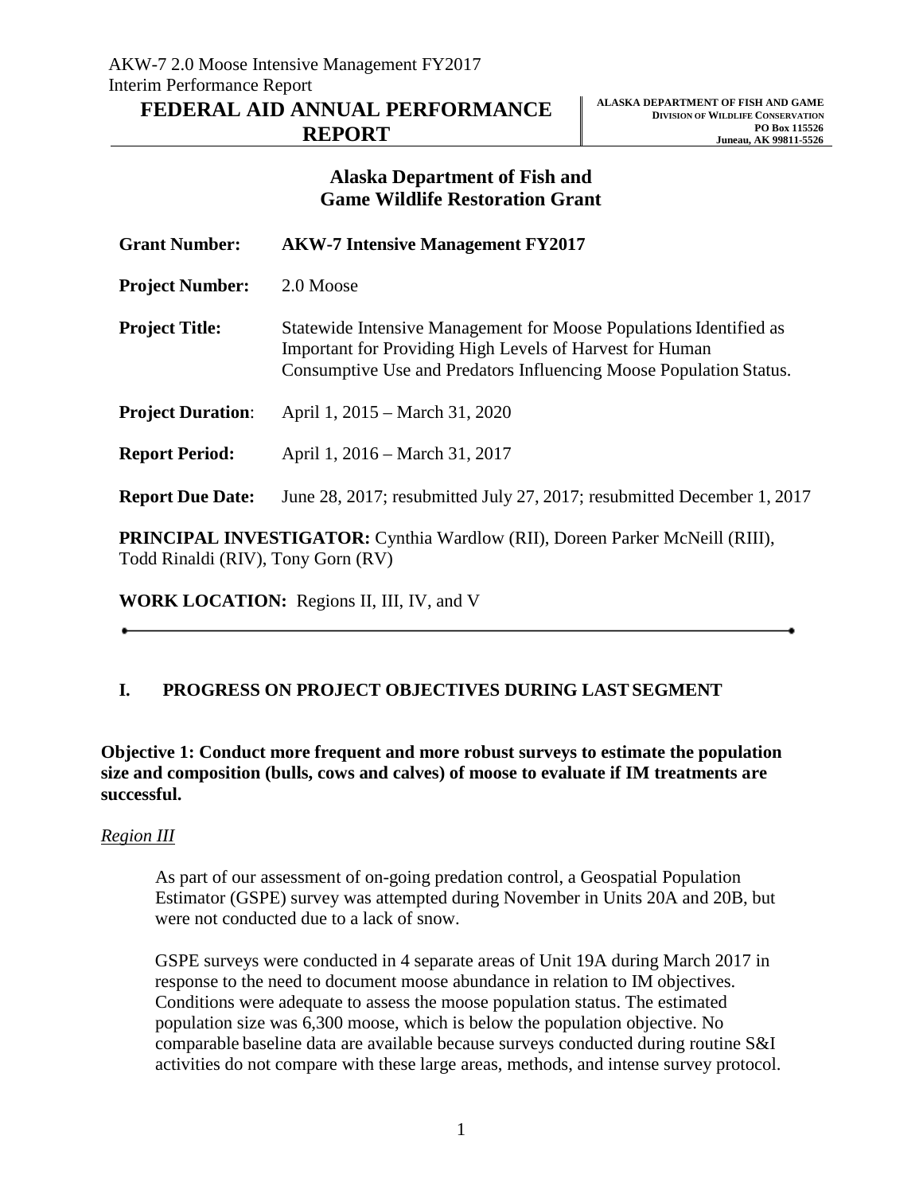AKW-7 2.0 Moose Intensive Management FY2017
Interim Performance Report

# FEDERAL AID ANNUAL PERFORMANCE REPORT

**ALASKA DEPARTMENT OF FISH AND GAME**
**DIVISION OF WILDLIFE CONSERVATION**
**PO Box 115526**
**Juneau, AK 99811-5526**

## Alaska Department of Fish and Game Wildlife Restoration Grant

**Grant Number:** **AKW-7 Intensive Management FY2017**

**Project Number:** 2.0 Moose

**Project Title:** Statewide Intensive Management for Moose Populations Identified as Important for Providing High Levels of Harvest for Human Consumptive Use and Predators Influencing Moose Population Status.

**Project Duration**: April 1, 2015 – March 31, 2020

**Report Period:** April 1, 2016 – March 31, 2017

**Report Due Date:** June 28, 2017; resubmitted July 27, 2017; resubmitted December 1, 2017

**PRINCIPAL INVESTIGATOR:** Cynthia Wardlow (RII), Doreen Parker McNeill (RIII), Todd Rinaldi (RIV), Tony Gorn (RV)

**WORK LOCATION:** Regions II, III, IV, and V

---

## I. PROGRESS ON PROJECT OBJECTIVES DURING LAST SEGMENT

**Objective 1: Conduct more frequent and more robust surveys to estimate the population size and composition (bulls, cows and calves) of moose to evaluate if IM treatments are successful.**

*Region III*

As part of our assessment of on-going predation control, a Geospatial Population Estimator (GSPE) survey was attempted during November in Units 20A and 20B, but were not conducted due to a lack of snow.

GSPE surveys were conducted in 4 separate areas of Unit 19A during March 2017 in response to the need to document moose abundance in relation to IM objectives. Conditions were adequate to assess the moose population status. The estimated population size was 6,300 moose, which is below the population objective. No comparable baseline data are available because surveys conducted during routine S&I activities do not compare with these large areas, methods, and intense survey protocol.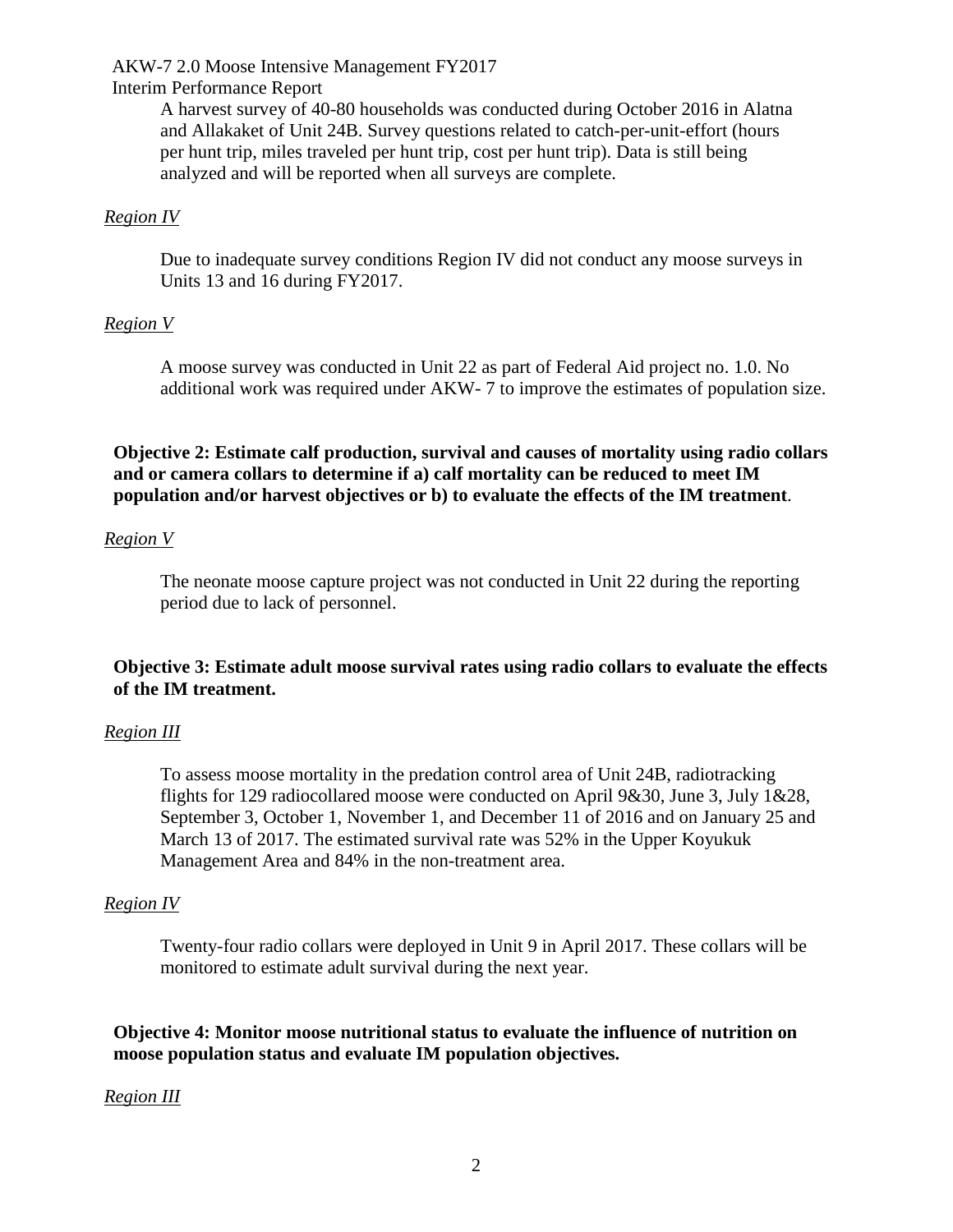A harvest survey of 40-80 households was conducted during October 2016 in Alatna and Allakaket of Unit 24B. Survey questions related to catch-per-unit-effort (hours per hunt trip, miles traveled per hunt trip, cost per hunt trip). Data is still being analyzed and will be reported when all surveys are complete.

*Region IV*

Due to inadequate survey conditions Region IV did not conduct any moose surveys in Units 13 and 16 during FY2017.

*Region V*

A moose survey was conducted in Unit 22 as part of Federal Aid project no. 1.0. No additional work was required under AKW- 7 to improve the estimates of population size.

**Objective 2: Estimate calf production, survival and causes of mortality using radio collars and or camera collars to determine if a) calf mortality can be reduced to meet IM population and/or harvest objectives or b) to evaluate the effects of the IM treatment**.

*Region V*

The neonate moose capture project was not conducted in Unit 22 during the reporting period due to lack of personnel.

**Objective 3: Estimate adult moose survival rates using radio collars to evaluate the effects of the IM treatment.**

*Region III*

To assess moose mortality in the predation control area of Unit 24B, radiotracking flights for 129 radiocollared moose were conducted on April 9&30, June 3, July 1&28, September 3, October 1, November 1, and December 11 of 2016 and on January 25 and March 13 of 2017. The estimated survival rate was 52% in the Upper Koyukuk Management Area and 84% in the non-treatment area.

*Region IV*

Twenty-four radio collars were deployed in Unit 9 in April 2017. These collars will be monitored to estimate adult survival during the next year.

**Objective 4: Monitor moose nutritional status to evaluate the influence of nutrition on moose population status and evaluate IM population objectives.**

*Region III*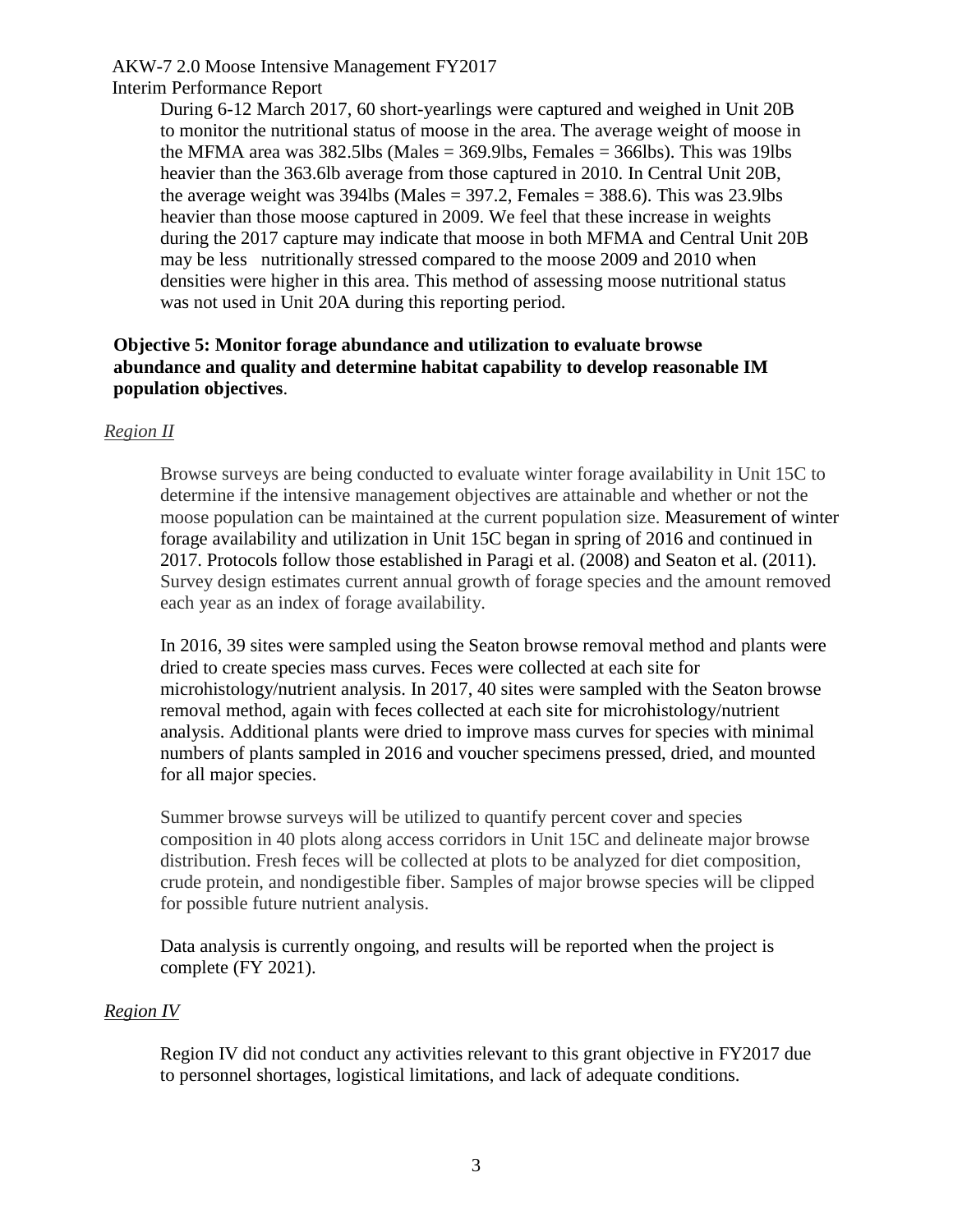During 6-12 March 2017, 60 short-yearlings were captured and weighed in Unit 20B to monitor the nutritional status of moose in the area. The average weight of moose in the MFMA area was 382.5lbs (Males = 369.9lbs, Females = 366lbs). This was 19lbs heavier than the 363.6lb average from those captured in 2010. In Central Unit 20B, the average weight was 394lbs (Males = 397.2, Females = 388.6). This was 23.9lbs heavier than those moose captured in 2009. We feel that these increase in weights during the 2017 capture may indicate that moose in both MFMA and Central Unit 20B may be less nutritionally stressed compared to the moose 2009 and 2010 when densities were higher in this area. This method of assessing moose nutritional status was not used in Unit 20A during this reporting period.

**Objective 5: Monitor forage abundance and utilization to evaluate browse abundance and quality and determine habitat capability to develop reasonable IM population objectives**.

*Region II*

Browse surveys are being conducted to evaluate winter forage availability in Unit 15C to determine if the intensive management objectives are attainable and whether or not the moose population can be maintained at the current population size. Measurement of winter forage availability and utilization in Unit 15C began in spring of 2016 and continued in 2017. Protocols follow those established in Paragi et al. (2008) and Seaton et al. (2011). Survey design estimates current annual growth of forage species and the amount removed each year as an index of forage availability.

In 2016, 39 sites were sampled using the Seaton browse removal method and plants were dried to create species mass curves. Feces were collected at each site for microhistology/nutrient analysis. In 2017, 40 sites were sampled with the Seaton browse removal method, again with feces collected at each site for microhistology/nutrient analysis. Additional plants were dried to improve mass curves for species with minimal numbers of plants sampled in 2016 and voucher specimens pressed, dried, and mounted for all major species.

Summer browse surveys will be utilized to quantify percent cover and species composition in 40 plots along access corridors in Unit 15C and delineate major browse distribution. Fresh feces will be collected at plots to be analyzed for diet composition, crude protein, and nondigestible fiber. Samples of major browse species will be clipped for possible future nutrient analysis.

Data analysis is currently ongoing, and results will be reported when the project is complete (FY 2021).

*Region IV*

Region IV did not conduct any activities relevant to this grant objective in FY2017 due to personnel shortages, logistical limitations, and lack of adequate conditions.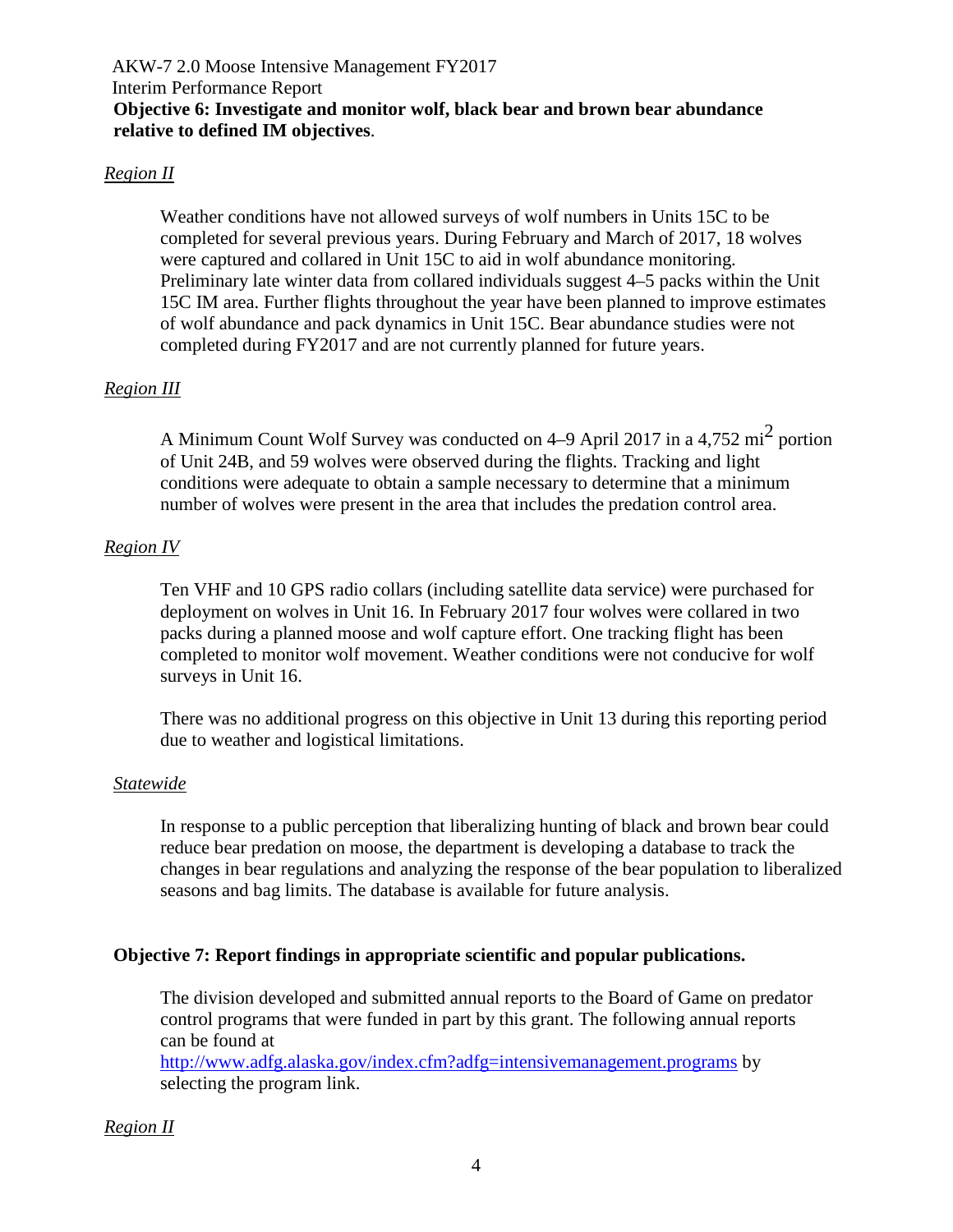**Objective 6: Investigate and monitor wolf, black bear and brown bear abundance relative to defined IM objectives**.

*Region II*

Weather conditions have not allowed surveys of wolf numbers in Units 15C to be completed for several previous years. During February and March of 2017, 18 wolves were captured and collared in Unit 15C to aid in wolf abundance monitoring. Preliminary late winter data from collared individuals suggest 4–5 packs within the Unit 15C IM area. Further flights throughout the year have been planned to improve estimates of wolf abundance and pack dynamics in Unit 15C. Bear abundance studies were not completed during FY2017 and are not currently planned for future years.

*Region III*

A Minimum Count Wolf Survey was conducted on 4–9 April 2017 in a 4,752 $mi^2$ portion of Unit 24B, and 59 wolves were observed during the flights. Tracking and light conditions were adequate to obtain a sample necessary to determine that a minimum number of wolves were present in the area that includes the predation control area.

*Region IV*

Ten VHF and 10 GPS radio collars (including satellite data service) were purchased for deployment on wolves in Unit 16. In February 2017 four wolves were collared in two packs during a planned moose and wolf capture effort. One tracking flight has been completed to monitor wolf movement. Weather conditions were not conducive for wolf surveys in Unit 16.

There was no additional progress on this objective in Unit 13 during this reporting period due to weather and logistical limitations.

*Statewide*

In response to a public perception that liberalizing hunting of black and brown bear could reduce bear predation on moose, the department is developing a database to track the changes in bear regulations and analyzing the response of the bear population to liberalized seasons and bag limits. The database is available for future analysis.

**Objective 7: Report findings in appropriate scientific and popular publications.**

The division developed and submitted annual reports to the Board of Game on predator control programs that were funded in part by this grant. The following annual reports can be found at http://www.adfg.alaska.gov/index.cfm?adfg=intensivemanagement.programs by selecting the program link.

*Region II*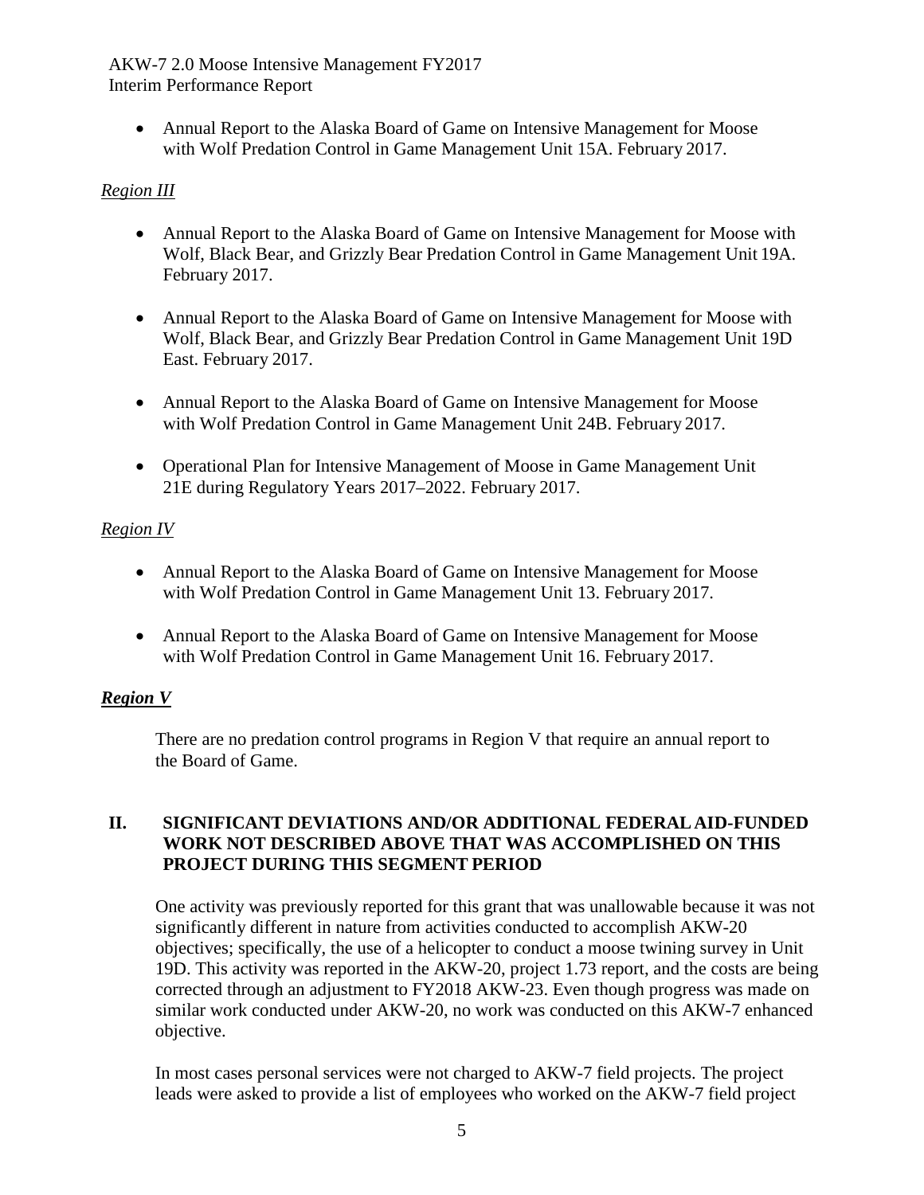- Annual Report to the Alaska Board of Game on Intensive Management for Moose with Wolf Predation Control in Game Management Unit 15A. February 2017.

*Region III*

- Annual Report to the Alaska Board of Game on Intensive Management for Moose with Wolf, Black Bear, and Grizzly Bear Predation Control in Game Management Unit 19A. February 2017.
- Annual Report to the Alaska Board of Game on Intensive Management for Moose with Wolf, Black Bear, and Grizzly Bear Predation Control in Game Management Unit 19D East. February 2017.
- Annual Report to the Alaska Board of Game on Intensive Management for Moose with Wolf Predation Control in Game Management Unit 24B. February 2017.
- Operational Plan for Intensive Management of Moose in Game Management Unit 21E during Regulatory Years 2017–2022. February 2017.

*Region IV*

- Annual Report to the Alaska Board of Game on Intensive Management for Moose with Wolf Predation Control in Game Management Unit 13. February 2017.
- Annual Report to the Alaska Board of Game on Intensive Management for Moose with Wolf Predation Control in Game Management Unit 16. February 2017.

***Region V***

There are no predation control programs in Region V that require an annual report to the Board of Game.

## II. SIGNIFICANT DEVIATIONS AND/OR ADDITIONAL FEDERAL AID-FUNDED WORK NOT DESCRIBED ABOVE THAT WAS ACCOMPLISHED ON THIS PROJECT DURING THIS SEGMENT PERIOD

One activity was previously reported for this grant that was unallowable because it was not significantly different in nature from activities conducted to accomplish AKW-20 objectives; specifically, the use of a helicopter to conduct a moose twining survey in Unit 19D. This activity was reported in the AKW-20, project 1.73 report, and the costs are being corrected through an adjustment to FY2018 AKW-23. Even though progress was made on similar work conducted under AKW-20, no work was conducted on this AKW-7 enhanced objective.

In most cases personal services were not charged to AKW-7 field projects. The project leads were asked to provide a list of employees who worked on the AKW-7 field project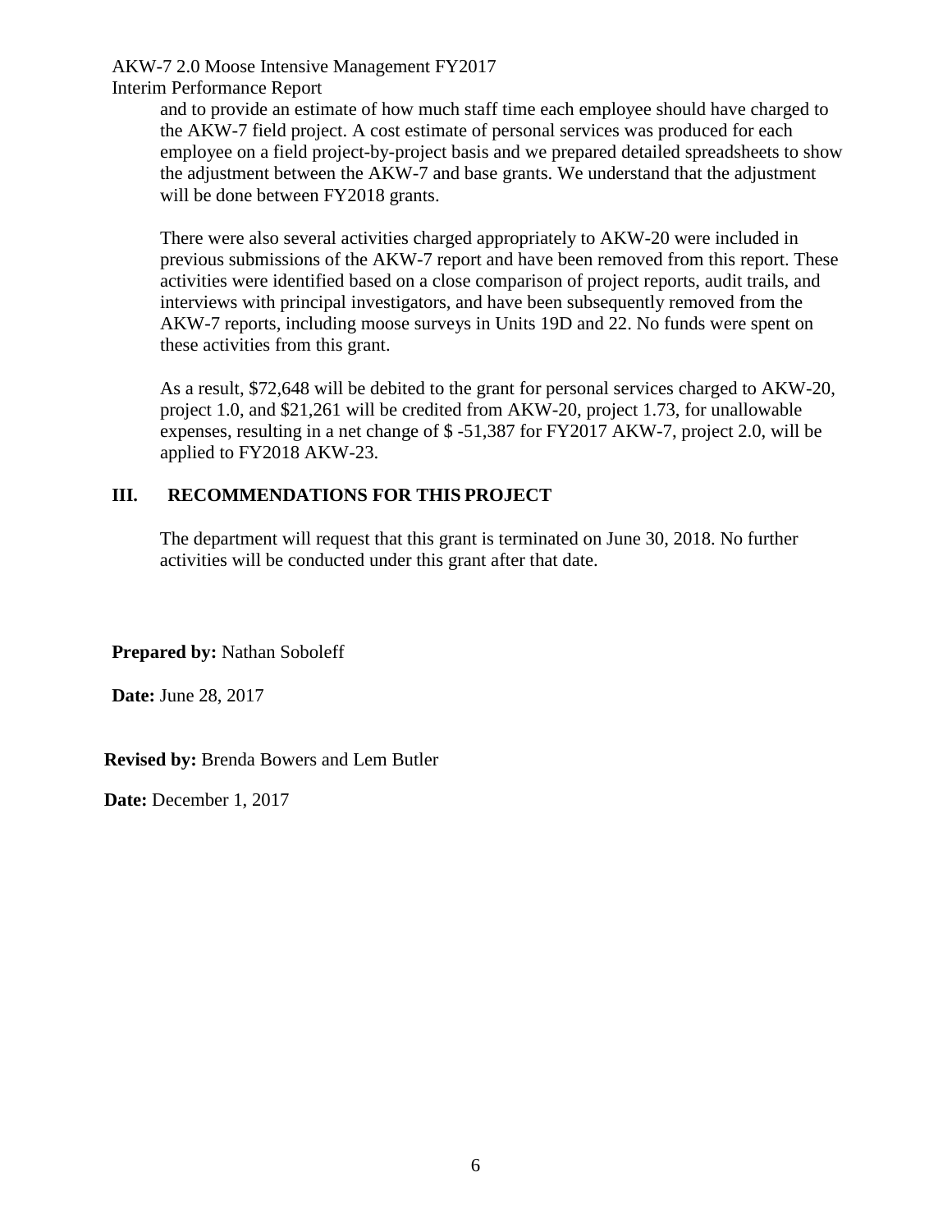and to provide an estimate of how much staff time each employee should have charged to the AKW-7 field project. A cost estimate of personal services was produced for each employee on a field project-by-project basis and we prepared detailed spreadsheets to show the adjustment between the AKW-7 and base grants. We understand that the adjustment will be done between FY2018 grants.

There were also several activities charged appropriately to AKW-20 were included in previous submissions of the AKW-7 report and have been removed from this report. These activities were identified based on a close comparison of project reports, audit trails, and interviews with principal investigators, and have been subsequently removed from the AKW-7 reports, including moose surveys in Units 19D and 22. No funds were spent on these activities from this grant.

As a result, $72,648 will be debited to the grant for personal services charged to AKW-20, project 1.0, and $21,261 will be credited from AKW-20, project 1.73, for unallowable expenses, resulting in a net change of $ -51,387 for FY2017 AKW-7, project 2.0, will be applied to FY2018 AKW-23.

## III. RECOMMENDATIONS FOR THIS PROJECT

The department will request that this grant is terminated on June 30, 2018. No further activities will be conducted under this grant after that date.

**Prepared by:** Nathan Soboleff

**Date:** June 28, 2017

**Revised by:** Brenda Bowers and Lem Butler

**Date:** December 1, 2017